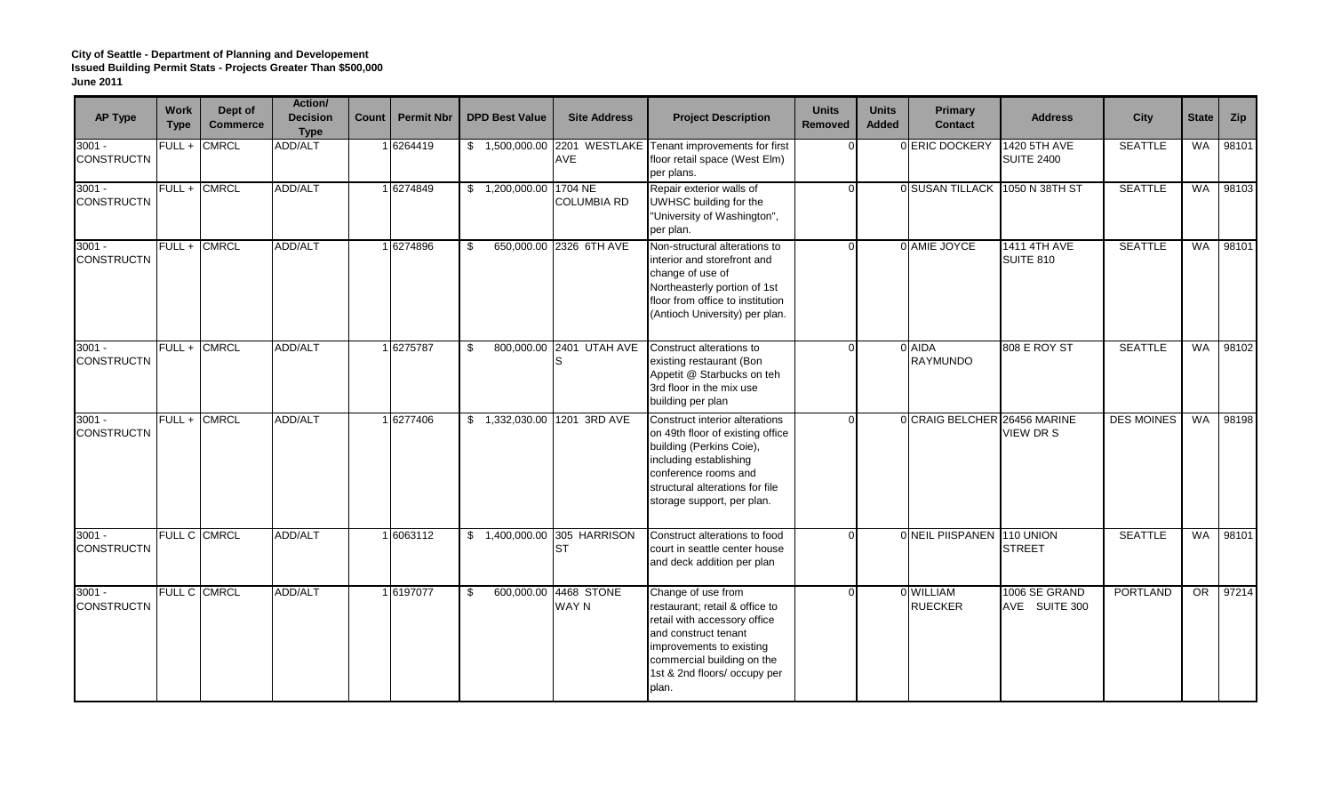**City of Seattle - Department of Planning and Developement**
**Issued Building Permit Stats - Projects Greater Than $500,000**
**June 2011**

| AP Type | Work Type | Dept of Commerce | Action/ Decision Type | Count | Permit Nbr | DPD Best Value | Site Address | Project Description | Units Removed | Units Added | Primary Contact | Address | City | State | Zip |
|---|---|---|---|---|---|---|---|---|---|---|---|---|---|---|---|
| 3001 - CONSTRUCTN | FULL + | CMRCL | ADD/ALT | 1 | 6264419 | $ 1,500,000.00 | 2201 WESTLAKE AVE | Tenant improvements for first floor retail space (West Elm) per plans. | 0 | 0 | ERIC DOCKERY | 1420 5TH AVE SUITE 2400 | SEATTLE | WA | 98101 |
| 3001 - CONSTRUCTN | FULL + | CMRCL | ADD/ALT | 1 | 6274849 | $ 1,200,000.00 | 1704 NE COLUMBIA RD | Repair exterior walls of UWHSC building for the "University of Washington", per plan. | 0 | 0 | SUSAN TILLACK | 1050 N 38TH ST | SEATTLE | WA | 98103 |
| 3001 - CONSTRUCTN | FULL + | CMRCL | ADD/ALT | 1 | 6274896 | $ 650,000.00 | 2326 6TH AVE | Non-structural alterations to interior and storefront and change of use of Northeasterly portion of 1st floor from office to institution (Antioch University) per plan. | 0 | 0 | AMIE JOYCE | 1411 4TH AVE SUITE 810 | SEATTLE | WA | 98101 |
| 3001 - CONSTRUCTN | FULL + | CMRCL | ADD/ALT | 1 | 6275787 | $ 800,000.00 | 2401 UTAH AVE S | Construct alterations to existing restaurant (Bon Appetit @ Starbucks on teh 3rd floor in the mix use building per plan | 0 | 0 | AIDA RAYMUNDO | 808 E ROY ST | SEATTLE | WA | 98102 |
| 3001 - CONSTRUCTN | FULL + | CMRCL | ADD/ALT | 1 | 6277406 | $ 1,332,030.00 | 1201 3RD AVE | Construct interior alterations on 49th floor of existing office building (Perkins Coie), including establishing conference rooms and structural alterations for file storage support, per plan. | 0 | 0 | CRAIG BELCHER | 26456 MARINE VIEW DR S | DES MOINES | WA | 98198 |
| 3001 - CONSTRUCTN | FULL C | CMRCL | ADD/ALT | 1 | 6063112 | $ 1,400,000.00 | 305 HARRISON ST | Construct alterations to food court in seattle center house and deck addition per plan | 0 | 0 | NEIL PIISPANEN | 110 UNION STREET | SEATTLE | WA | 98101 |
| 3001 - CONSTRUCTN | FULL C | CMRCL | ADD/ALT | 1 | 6197077 | $ 600,000.00 | 4468 STONE WAY N | Change of use from restaurant; retail & office to retail with accessory office and construct tenant improvements to existing commercial building on the 1st & 2nd floors/ occupy per plan. | 0 | 0 | WILLIAM RUECKER | 1006 SE GRAND AVE SUITE 300 | PORTLAND | OR | 97214 |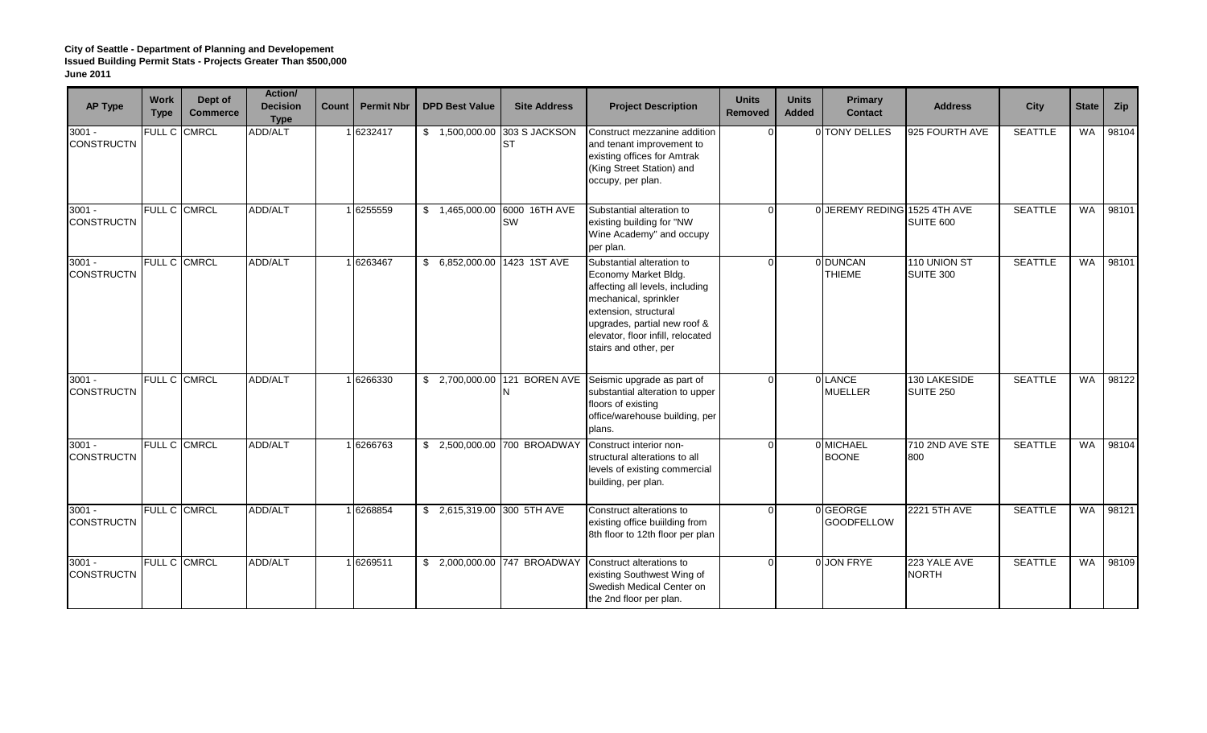**City of Seattle - Department of Planning and Developement**
**Issued Building Permit Stats - Projects Greater Than $500,000**
**June 2011**

| AP Type | Work Type | Dept of Commerce | Action/ Decision Type | Count | Permit Nbr | DPD Best Value | Site Address | Project Description | Units Removed | Units Added | Primary Contact | Address | City | State | Zip |
|---|---|---|---|---|---|---|---|---|---|---|---|---|---|---|---|
| 3001 - CONSTRUCTN | FULL C | CMRCL | ADD/ALT | 1 | 6232417 | $ 1,500,000.00 | 303 S JACKSON ST | Construct mezzanine addition and tenant improvement to existing offices for Amtrak (King Street Station) and occupy, per plan. | 0 | 0 | TONY DELLES | 925 FOURTH AVE | SEATTLE | WA | 98104 |
| 3001 - CONSTRUCTN | FULL C | CMRCL | ADD/ALT | 1 | 6255559 | $ 1,465,000.00 | 6000 16TH AVE SW | Substantial alteration to existing building for "NW Wine Academy" and occupy per plan. | 0 | 0 | JEREMY REDING | 1525 4TH AVE SUITE 600 | SEATTLE | WA | 98101 |
| 3001 - CONSTRUCTN | FULL C | CMRCL | ADD/ALT | 1 | 6263467 | $ 6,852,000.00 | 1423 1ST AVE | Substantial alteration to Economy Market Bldg. affecting all levels, including mechanical, sprinkler extension, structural upgrades, partial new roof & elevator, floor infill, relocated stairs and other, per | 0 | 0 | DUNCAN THIEME | 110 UNION ST SUITE 300 | SEATTLE | WA | 98101 |
| 3001 - CONSTRUCTN | FULL C | CMRCL | ADD/ALT | 1 | 6266330 | $ 2,700,000.00 | 121 BOREN AVE N | Seismic upgrade as part of substantial alteration to upper floors of existing office/warehouse building, per plans. | 0 | 0 | LANCE MUELLER | 130 LAKESIDE SUITE 250 | SEATTLE | WA | 98122 |
| 3001 - CONSTRUCTN | FULL C | CMRCL | ADD/ALT | 1 | 6266763 | $ 2,500,000.00 | 700 BROADWAY | Construct interior non-structural alterations to all levels of existing commercial building, per plan. | 0 | 0 | MICHAEL BOONE | 710 2ND AVE STE 800 | SEATTLE | WA | 98104 |
| 3001 - CONSTRUCTN | FULL C | CMRCL | ADD/ALT | 1 | 6268854 | $ 2,615,319.00 | 300 5TH AVE | Construct alterations to existing office buiilding from 8th floor to 12th floor per plan | 0 | 0 | GEORGE GOODFELLOW | 2221 5TH AVE | SEATTLE | WA | 98121 |
| 3001 - CONSTRUCTN | FULL C | CMRCL | ADD/ALT | 1 | 6269511 | $ 2,000,000.00 | 747 BROADWAY | Construct alterations to existing Southwest Wing of Swedish Medical Center on the 2nd floor per plan. | 0 | 0 | JON FRYE | 223 YALE AVE NORTH | SEATTLE | WA | 98109 |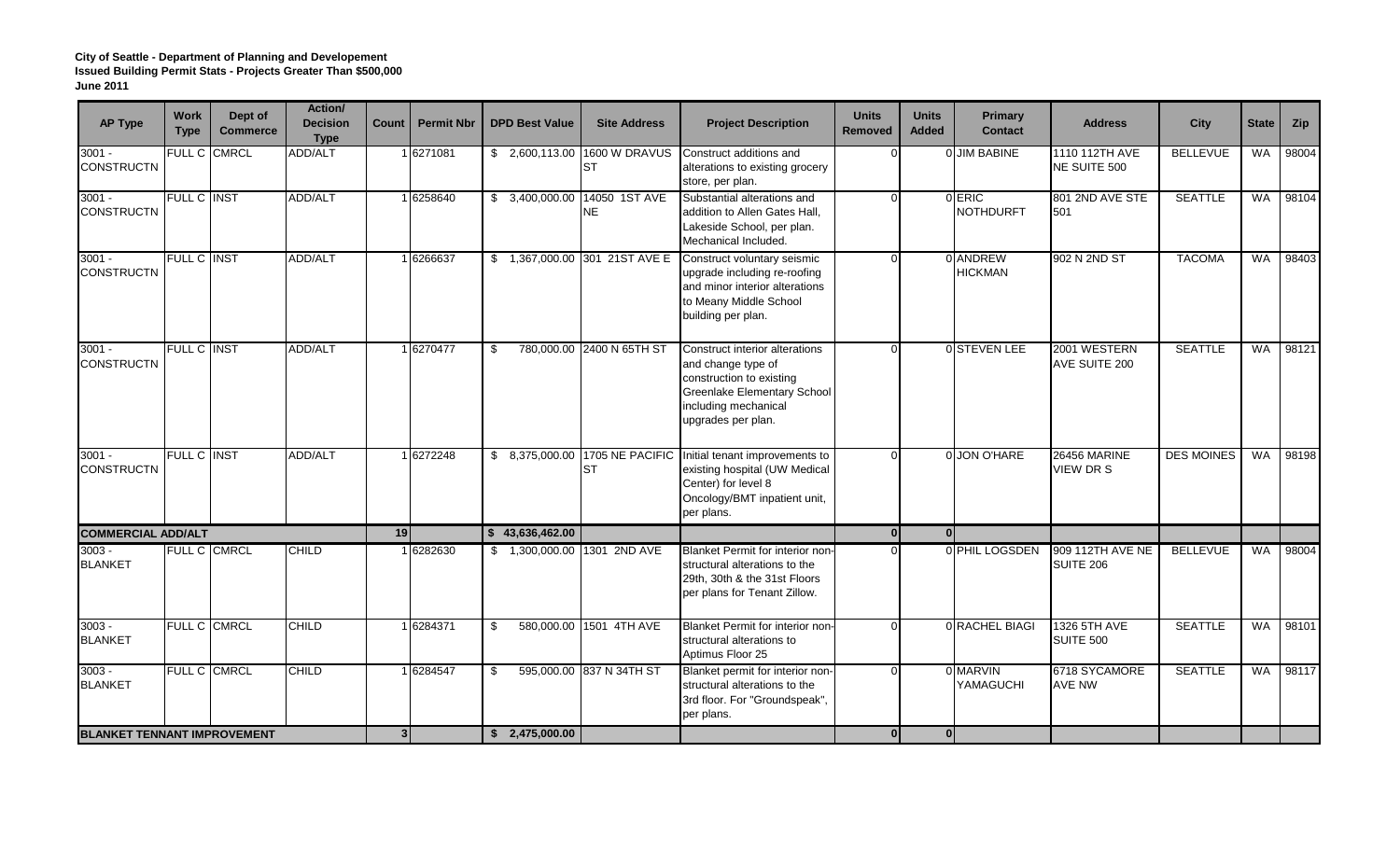**City of Seattle - Department of Planning and Developement**
**Issued Building Permit Stats - Projects Greater Than $500,000**
**June 2011**

| AP Type | Work Type | Dept of Commerce | Action/ Decision Type | Count | Permit Nbr | DPD Best Value | Site Address | Project Description | Units Removed | Units Added | Primary Contact | Address | City | State | Zip |
|---|---|---|---|---|---|---|---|---|---|---|---|---|---|---|---|
| 3001 - CONSTRUCTN | FULL C | CMRCL | ADD/ALT | 1 | 6271081 | $ 2,600,113.00 | 1600 W DRAVUS ST | Construct additions and alterations to existing grocery store, per plan. | 0 | 0 | JIM BABINE | 1110 112TH AVE NE SUITE 500 | BELLEVUE | WA | 98004 |
| 3001 - CONSTRUCTN | FULL C | INST | ADD/ALT | 1 | 6258640 | $ 3,400,000.00 | 14050 1ST AVE NE | Substantial alterations and addition to Allen Gates Hall, Lakeside School, per plan. Mechanical Included. | 0 | 0 | ERIC NOTHDURFT | 801 2ND AVE STE 501 | SEATTLE | WA | 98104 |
| 3001 - CONSTRUCTN | FULL C | INST | ADD/ALT | 1 | 6266637 | $ 1,367,000.00 | 301 21ST AVE E | Construct voluntary seismic upgrade including re-roofing and minor interior alterations to Meany Middle School building per plan. | 0 | 0 | ANDREW HICKMAN | 902 N 2ND ST | TACOMA | WA | 98403 |
| 3001 - CONSTRUCTN | FULL C | INST | ADD/ALT | 1 | 6270477 | $ 780,000.00 | 2400 N 65TH ST | Construct interior alterations and change type of construction to existing Greenlake Elementary School including mechanical upgrades per plan. | 0 | 0 | STEVEN LEE | 2001 WESTERN AVE SUITE 200 | SEATTLE | WA | 98121 |
| 3001 - CONSTRUCTN | FULL C | INST | ADD/ALT | 1 | 6272248 | $ 8,375,000.00 | 1705 NE PACIFIC ST | Initial tenant improvements to existing hospital (UW Medical Center) for level 8 Oncology/BMT inpatient unit, per plans. | 0 | 0 | JON O'HARE | 26456 MARINE VIEW DR S | DES MOINES | WA | 98198 |
| **COMMERCIAL ADD/ALT** | | | | **19** | | **$ 43,636,462.00** | | | **0** | **0** | | | | | |
| 3003 - BLANKET | FULL C | CMRCL | CHILD | 1 | 6282630 | $ 1,300,000.00 | 1301 2ND AVE | Blanket Permit for interior non-structural alterations to the 29th, 30th & the 31st Floors per plans for Tenant Zillow. | 0 | 0 | PHIL LOGSDEN | 909 112TH AVE NE SUITE 206 | BELLEVUE | WA | 98004 |
| 3003 - BLANKET | FULL C | CMRCL | CHILD | 1 | 6284371 | $ 580,000.00 | 1501 4TH AVE | Blanket Permit for interior non-structural alterations to Aptimus Floor 25 | 0 | 0 | RACHEL BIAGI | 1326 5TH AVE SUITE 500 | SEATTLE | WA | 98101 |
| 3003 - BLANKET | FULL C | CMRCL | CHILD | 1 | 6284547 | $ 595,000.00 | 837 N 34TH ST | Blanket permit for interior non-structural alterations to the 3rd floor. For "Groundspeak", per plans. | 0 | 0 | MARVIN YAMAGUCHI | 6718 SYCAMORE AVE NW | SEATTLE | WA | 98117 |
| **BLANKET TENANT IMPROVEMENT** | | | | **3** | | **$ 2,475,000.00** | | | **0** | **0** | | | | | |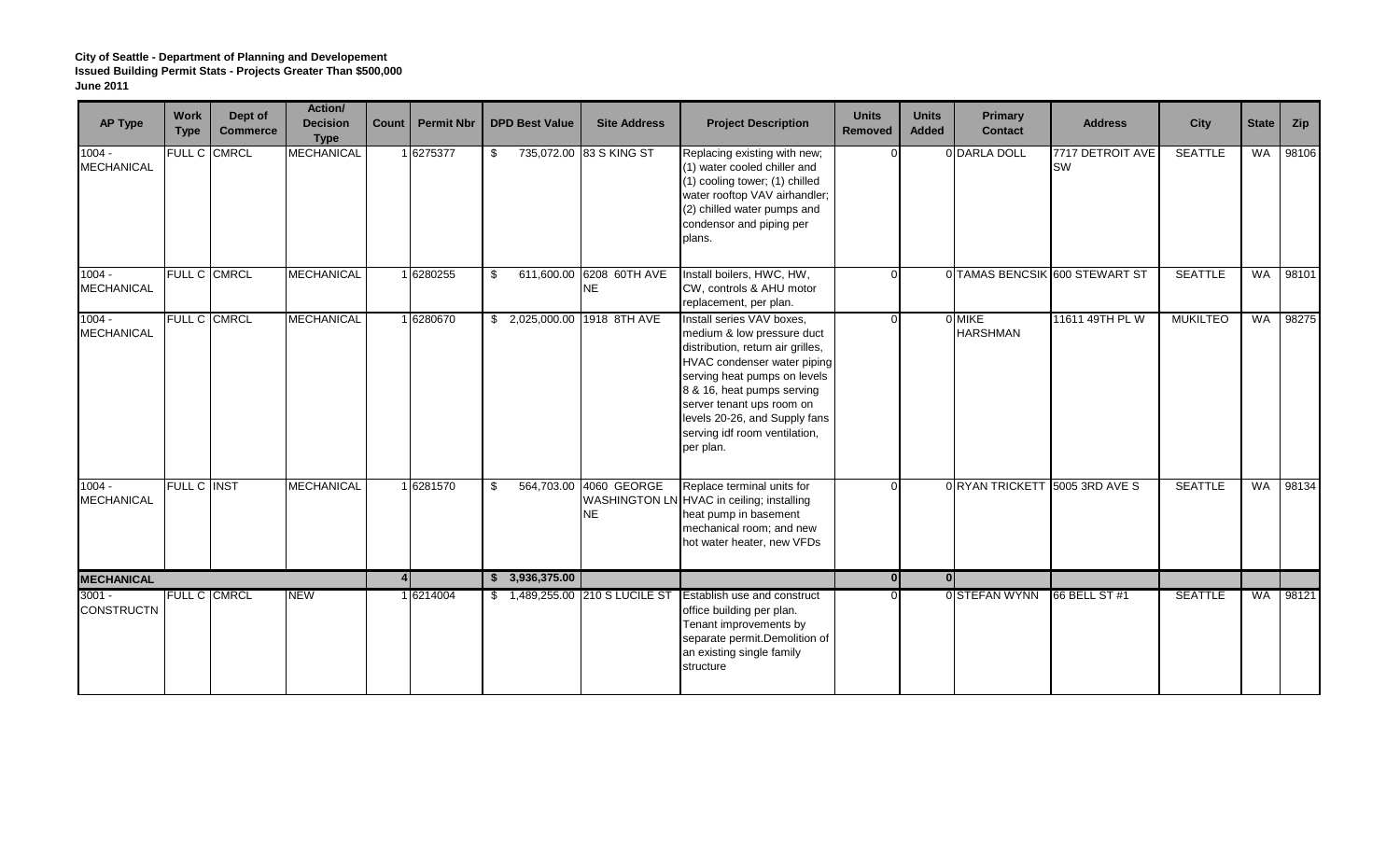**City of Seattle - Department of Planning and Developement**
**Issued Building Permit Stats - Projects Greater Than $500,000**
**June 2011**

| AP Type | Work Type | Dept of Commerce | Action/ Decision Type | Count | Permit Nbr | DPD Best Value | Site Address | Project Description | Units Removed | Units Added | Primary Contact | Address | City | State | Zip |
|---|---|---|---|---|---|---|---|---|---|---|---|---|---|---|---|
| 1004 - MECHANICAL | FULL C | CMRCL | MECHANICAL | 1 | 6275377 | $ 735,072.00 | 83 S KING ST | Replacing existing with new; (1) water cooled chiller and (1) cooling tower; (1) chilled water rooftop VAV airhandler; (2) chilled water pumps and condensor and piping per plans. | 0 | 0 | DARLA DOLL | 7717 DETROIT AVE SW | SEATTLE | WA | 98106 |
| 1004 - MECHANICAL | FULL C | CMRCL | MECHANICAL | 1 | 6280255 | $ 611,600.00 | 6208 60TH AVE NE | Install boilers, HWC, HW, CW, controls & AHU motor replacement, per plan. | 0 | 0 | TAMAS BENCSIK | 600 STEWART ST | SEATTLE | WA | 98101 |
| 1004 - MECHANICAL | FULL C | CMRCL | MECHANICAL | 1 | 6280670 | $ 2,025,000.00 | 1918 8TH AVE | Install series VAV boxes, medium & low pressure duct distribution, return air grilles, HVAC condenser water piping serving heat pumps on levels 8 & 16, heat pumps serving server tenant ups room on levels 20-26, and Supply fans serving idf room ventilation, per plan. | 0 | 0 | MIKE HARSHMAN | 11611 49TH PL W | MUKILTEO | WA | 98275 |
| 1004 - MECHANICAL | FULL C | INST | MECHANICAL | 1 | 6281570 | $ 564,703.00 | 4060 GEORGE WASHINGTON LN NE | Replace terminal units for HVAC in ceiling; installing heat pump in basement mechanical room; and new hot water heater, new VFDs | 0 | 0 | RYAN TRICKETT | 5005 3RD AVE S | SEATTLE | WA | 98134 |
| **MECHANICAL** | | | | **4** | | **$ 3,936,375.00** | | | **0** | **0** | | | | | |
| 3001 - CONSTRUCTN | FULL C | CMRCL | NEW | 1 | 6214004 | $ 1,489,255.00 | 210 S LUCILE ST | Establish use and construct office building per plan. Tenant improvements by separate permit.Demolition of an existing single family structure | 0 | 0 | STEFAN WYNN | 66 BELL ST #1 | SEATTLE | WA | 98121 |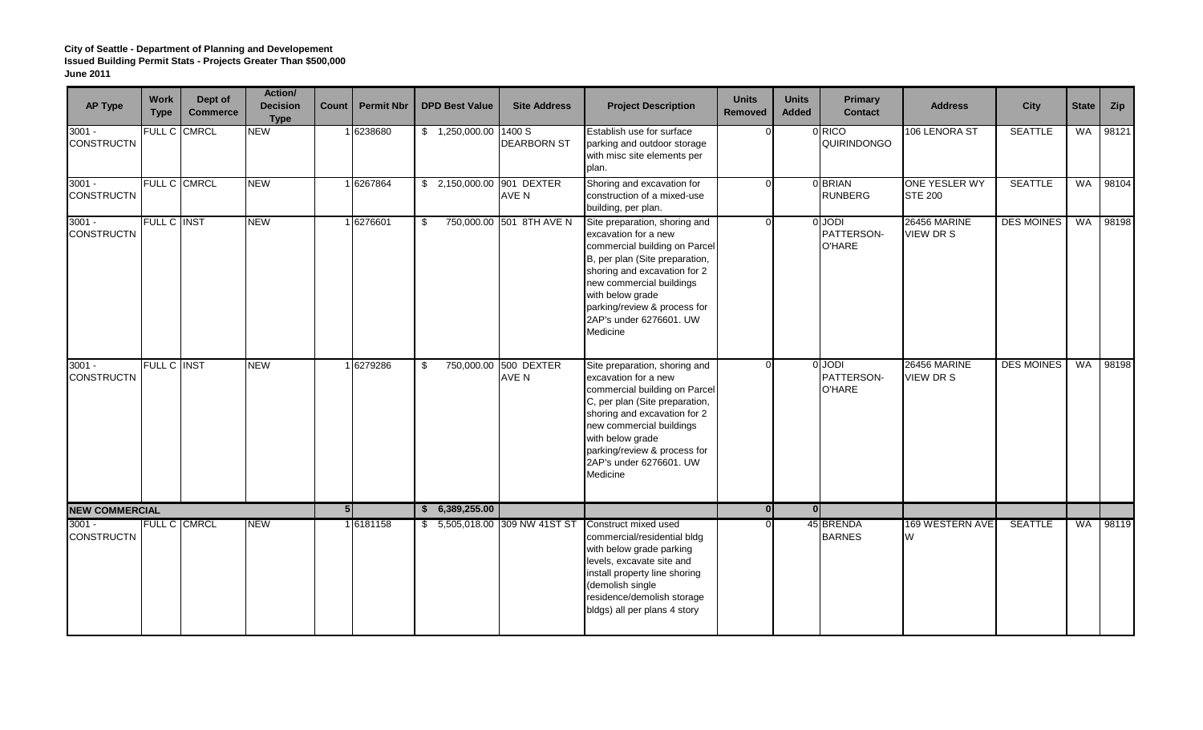**City of Seattle - Department of Planning and Developement**
**Issued Building Permit Stats - Projects Greater Than $500,000**
**June 2011**

| AP Type | Work Type | Dept of Commerce | Action/ Decision Type | Count | Permit Nbr | DPD Best Value | Site Address | Project Description | Units Removed | Units Added | Primary Contact | Address | City | State | Zip |
|---|---|---|---|---|---|---|---|---|---|---|---|---|---|---|---|
| 3001 - CONSTRUCTN | FULL C | CMRCL | NEW | 1 | 6238680 | $ 1,250,000.00 | 1400 S DEARBORN ST | Establish use for surface parking and outdoor storage with misc site elements per plan. | 0 | 0 | RICO QUIRINDONGO | 106 LENORA ST | SEATTLE | WA | 98121 |
| 3001 - CONSTRUCTN | FULL C | CMRCL | NEW | 1 | 6267864 | $ 2,150,000.00 | 901 DEXTER AVE N | Shoring and excavation for construction of a mixed-use building, per plan. | 0 | 0 | BRIAN RUNBERG | ONE YESLER WY STE 200 | SEATTLE | WA | 98104 |
| 3001 - CONSTRUCTN | FULL C | INST | NEW | 1 | 6276601 | $ 750,000.00 | 501 8TH AVE N | Site preparation, shoring and excavation for a new commercial building on Parcel B, per plan (Site preparation, shoring and excavation for 2 new commercial buildings with below grade parking/review & process for 2AP's under 6276601. UW Medicine | 0 | 0 | JODI PATTERSON-O'HARE | 26456 MARINE VIEW DR S | DES MOINES | WA | 98198 |
| 3001 - CONSTRUCTN | FULL C | INST | NEW | 1 | 6279286 | $ 750,000.00 | 500 DEXTER AVE N | Site preparation, shoring and excavation for a new commercial building on Parcel C, per plan (Site preparation, shoring and excavation for 2 new commercial buildings with below grade parking/review & process for 2AP's under 6276601. UW Medicine | 0 | 0 | JODI PATTERSON-O'HARE | 26456 MARINE VIEW DR S | DES MOINES | WA | 98198 |
| **NEW COMMERCIAL** | | | | **5** | | **$ 6,389,255.00** | | | **0** | **0** | | | | | |
| 3001 - CONSTRUCTN | FULL C | CMRCL | NEW | 1 | 6181158 | $ 5,505,018.00 | 309 NW 41ST ST | Construct mixed used commercial/residential bldg with below grade parking levels, excavate site and install property line shoring (demolish single residence/demolish storage bldgs) all per plans 4 story | 0 | 45 | BRENDA BARNES | 169 WESTERN AVE W | SEATTLE | WA | 98119 |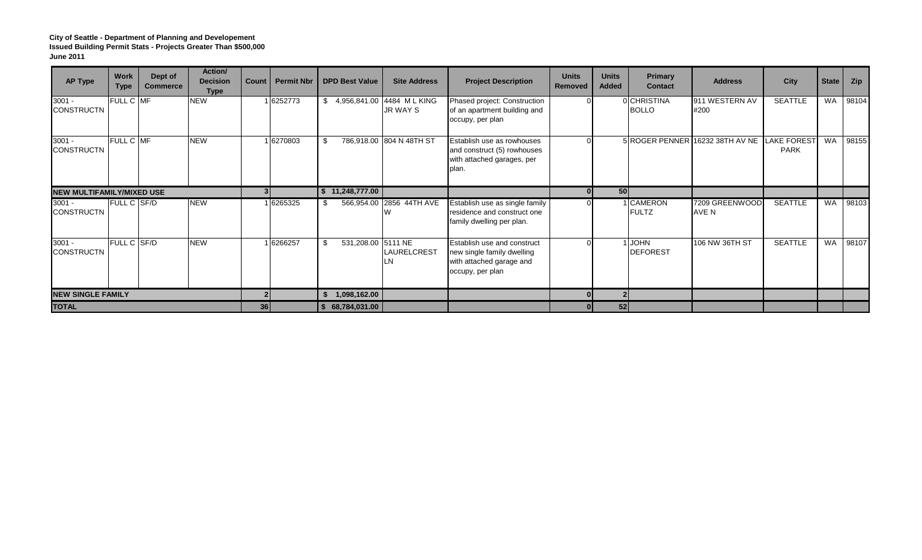**City of Seattle - Department of Planning and Developement**
**Issued Building Permit Stats - Projects Greater Than $500,000**
**June 2011**

| AP Type | Work Type | Dept of Commerce | Action/ Decision Type | Count | Permit Nbr | DPD Best Value | Site Address | Project Description | Units Removed | Units Added | Primary Contact | Address | City | State | Zip |
|---|---|---|---|---|---|---|---|---|---|---|---|---|---|---|---|
| 3001 - CONSTRUCTN | FULL C | MF | NEW | 1 | 6252773 | $ 4,956,841.00 | 4484 M L KING JR WAY S | Phased project: Construction of an apartment building and occupy, per plan | 0 | 0 | CHRISTINA BOLLO | 911 WESTERN AV #200 | SEATTLE | WA | 98104 |
| 3001 - CONSTRUCTN | FULL C | MF | NEW | 1 | 6270803 | $ 786,918.00 | 804 N 48TH ST | Establish use as rowhouses and construct (5) rowhouses with attached garages, per plan. | 0 | 5 | ROGER PENNER | 16232 38TH AV NE | LAKE FOREST PARK | WA | 98155 |
| **NEW MULTIFAMILY/MIXED USE** | | | | **3** | | **$ 11,248,777.00** | | | **0** | **50** | | | | | |
| 3001 - CONSTRUCTN | FULL C | SF/D | NEW | 1 | 6265325 | $ 566,954.00 | 2856 44TH AVE W | Establish use as single family residence and construct one family dwelling per plan. | 0 | 1 | CAMERON FULTZ | 7209 GREENWOOD AVE N | SEATTLE | WA | 98103 |
| 3001 - CONSTRUCTN | FULL C | SF/D | NEW | 1 | 6266257 | $ 531,208.00 | 5111 NE LAURELCREST LN | Establish use and construct new single family dwelling with attached garage and occupy, per plan | 0 | 1 | JOHN DEFOREST | 106 NW 36TH ST | SEATTLE | WA | 98107 |
| **NEW SINGLE FAMILY** | | | | **2** | | **$ 1,098,162.00** | | | **0** | **2** | | | | | |
| **TOTAL** | | | | **36** | | **$ 68,784,031.00** | | | **0** | **52** | | | | | |